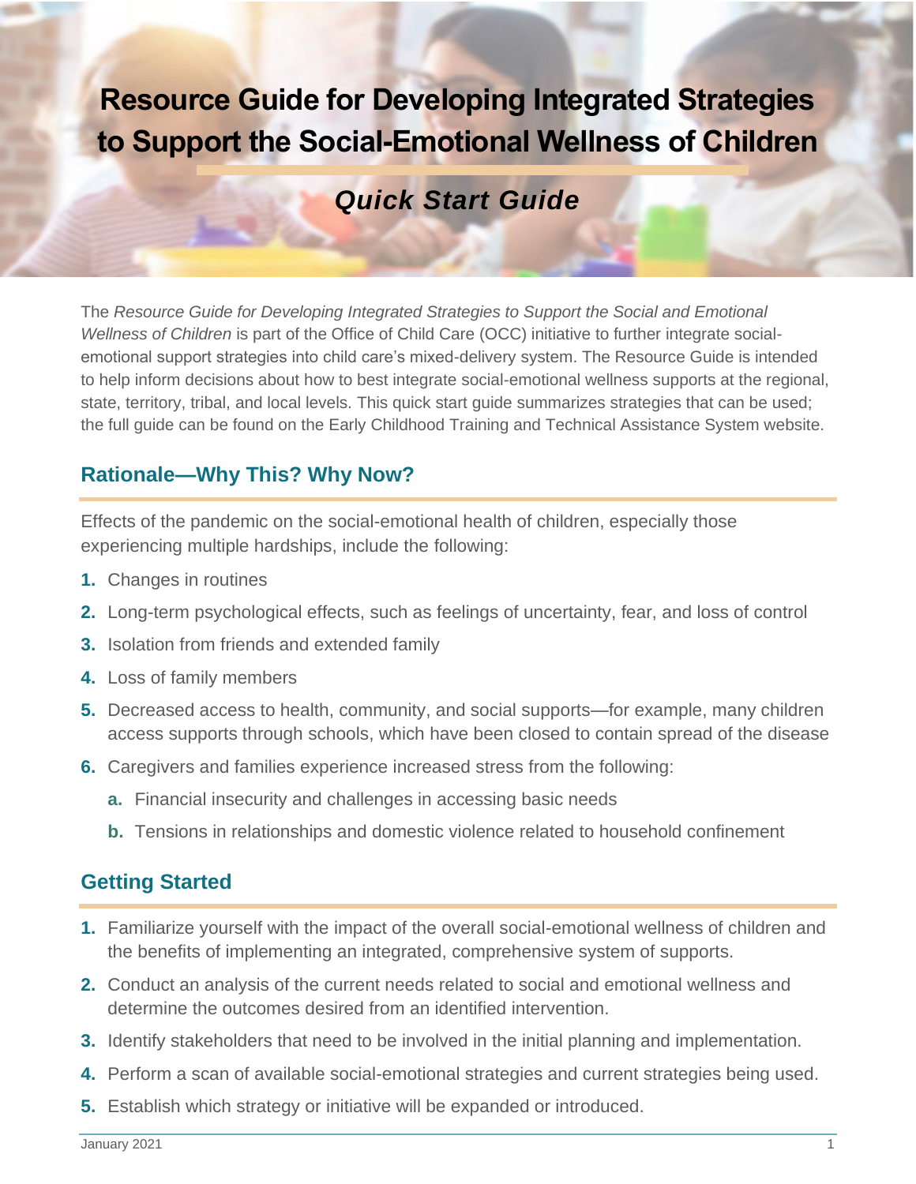# Resource Guide for Developing Integrated Strategies to Support the Social-Emotional Wellness of Children

## *Quick Start Guide*

The *Resource Guide for Developing Integrated Strategies to Support the Social and Emotional Wellness of Children* is part of the Office of Child Care (OCC) initiative to further integrate social-emotional support strategies into child care's mixed-delivery system. The Resource Guide is intended to help inform decisions about how to best integrate social-emotional wellness supports at the regional, state, territory, tribal, and local levels. This quick start guide summarizes strategies that can be used; the full guide can be found on the Early Childhood Training and Technical Assistance System website.

## Rationale—Why This? Why Now?

Effects of the pandemic on the social-emotional health of children, especially those experiencing multiple hardships, include the following:

1. Changes in routines
2. Long-term psychological effects, such as feelings of uncertainty, fear, and loss of control
3. Isolation from friends and extended family
4. Loss of family members
5. Decreased access to health, community, and social supports—for example, many children access supports through schools, which have been closed to contain spread of the disease
6. Caregivers and families experience increased stress from the following:
   a. Financial insecurity and challenges in accessing basic needs
   b. Tensions in relationships and domestic violence related to household confinement

## Getting Started

1. Familiarize yourself with the impact of the overall social-emotional wellness of children and the benefits of implementing an integrated, comprehensive system of supports.
2. Conduct an analysis of the current needs related to social and emotional wellness and determine the outcomes desired from an identified intervention.
3. Identify stakeholders that need to be involved in the initial planning and implementation.
4. Perform a scan of available social-emotional strategies and current strategies being used.
5. Establish which strategy or initiative will be expanded or introduced.

January 2021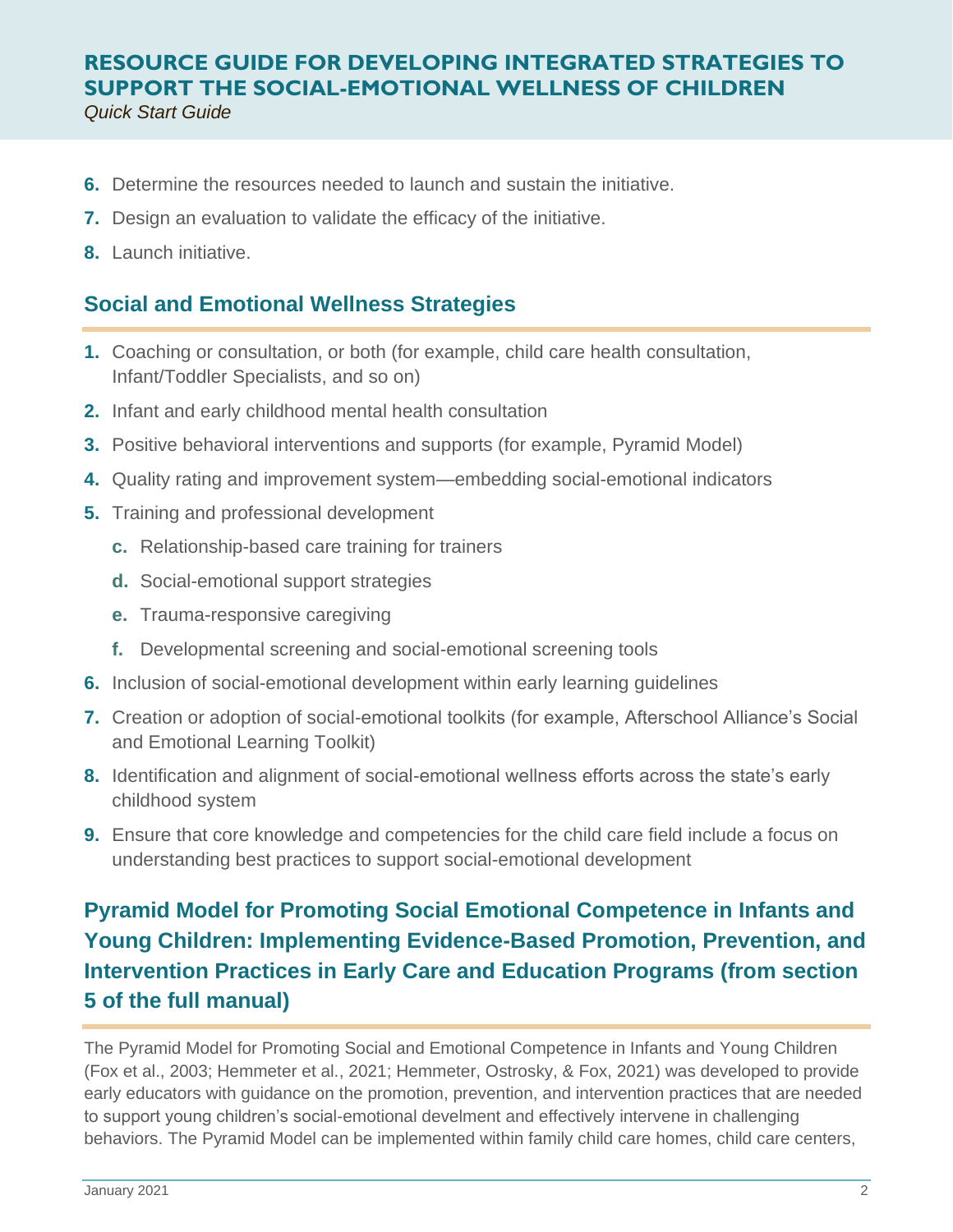6. Determine the resources needed to launch and sustain the initiative.
7. Design an evaluation to validate the efficacy of the initiative.
8. Launch initiative.

## Social and Emotional Wellness Strategies

1. Coaching or consultation, or both (for example, child care health consultation, Infant/Toddler Specialists, and so on)
2. Infant and early childhood mental health consultation
3. Positive behavioral interventions and supports (for example, Pyramid Model)
4. Quality rating and improvement system—embedding social-emotional indicators
5. Training and professional development
   - c. Relationship-based care training for trainers
   - d. Social-emotional support strategies
   - e. Trauma-responsive caregiving
   - f. Developmental screening and social-emotional screening tools
6. Inclusion of social-emotional development within early learning guidelines
7. Creation or adoption of social-emotional toolkits (for example, Afterschool Alliance's Social and Emotional Learning Toolkit)
8. Identification and alignment of social-emotional wellness efforts across the state's early childhood system
9. Ensure that core knowledge and competencies for the child care field include a focus on understanding best practices to support social-emotional development

## Pyramid Model for Promoting Social Emotional Competence in Infants and Young Children: Implementing Evidence-Based Promotion, Prevention, and Intervention Practices in Early Care and Education Programs (from section 5 of the full manual)

The Pyramid Model for Promoting Social and Emotional Competence in Infants and Young Children (Fox et al., 2003; Hemmeter et al., 2021; Hemmeter, Ostrosky, & Fox, 2021) was developed to provide early educators with guidance on the promotion, prevention, and intervention practices that are needed to support young children's social-emotional develment and effectively intervene in challenging behaviors. The Pyramid Model can be implemented within family child care homes, child care centers,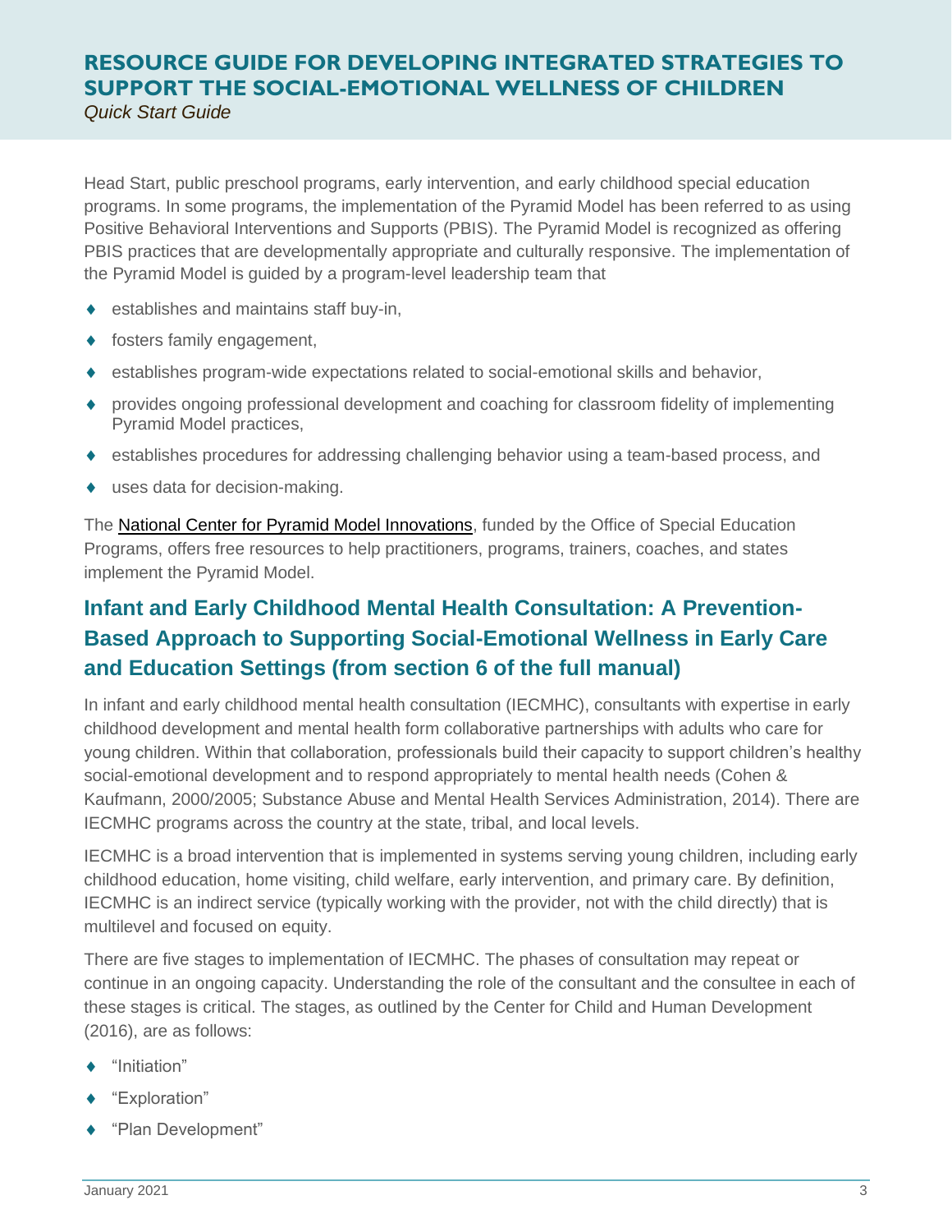Head Start, public preschool programs, early intervention, and early childhood special education programs. In some programs, the implementation of the Pyramid Model has been referred to as using Positive Behavioral Interventions and Supports (PBIS). The Pyramid Model is recognized as offering PBIS practices that are developmentally appropriate and culturally responsive. The implementation of the Pyramid Model is guided by a program-level leadership team that

- establishes and maintains staff buy-in,
- fosters family engagement,
- establishes program-wide expectations related to social-emotional skills and behavior,
- provides ongoing professional development and coaching for classroom fidelity of implementing Pyramid Model practices,
- establishes procedures for addressing challenging behavior using a team-based process, and
- uses data for decision-making.

The National Center for Pyramid Model Innovations, funded by the Office of Special Education Programs, offers free resources to help practitioners, programs, trainers, coaches, and states implement the Pyramid Model.

## Infant and Early Childhood Mental Health Consultation: A Prevention-Based Approach to Supporting Social-Emotional Wellness in Early Care and Education Settings (from section 6 of the full manual)

In infant and early childhood mental health consultation (IECMHC), consultants with expertise in early childhood development and mental health form collaborative partnerships with adults who care for young children. Within that collaboration, professionals build their capacity to support children's healthy social-emotional development and to respond appropriately to mental health needs (Cohen & Kaufmann, 2000/2005; Substance Abuse and Mental Health Services Administration, 2014). There are IECMHC programs across the country at the state, tribal, and local levels.

IECMHC is a broad intervention that is implemented in systems serving young children, including early childhood education, home visiting, child welfare, early intervention, and primary care. By definition, IECMHC is an indirect service (typically working with the provider, not with the child directly) that is multilevel and focused on equity.

There are five stages to implementation of IECMHC. The phases of consultation may repeat or continue in an ongoing capacity. Understanding the role of the consultant and the consultee in each of these stages is critical. The stages, as outlined by the Center for Child and Human Development (2016), are as follows:

- "Initiation"
- "Exploration"
- "Plan Development"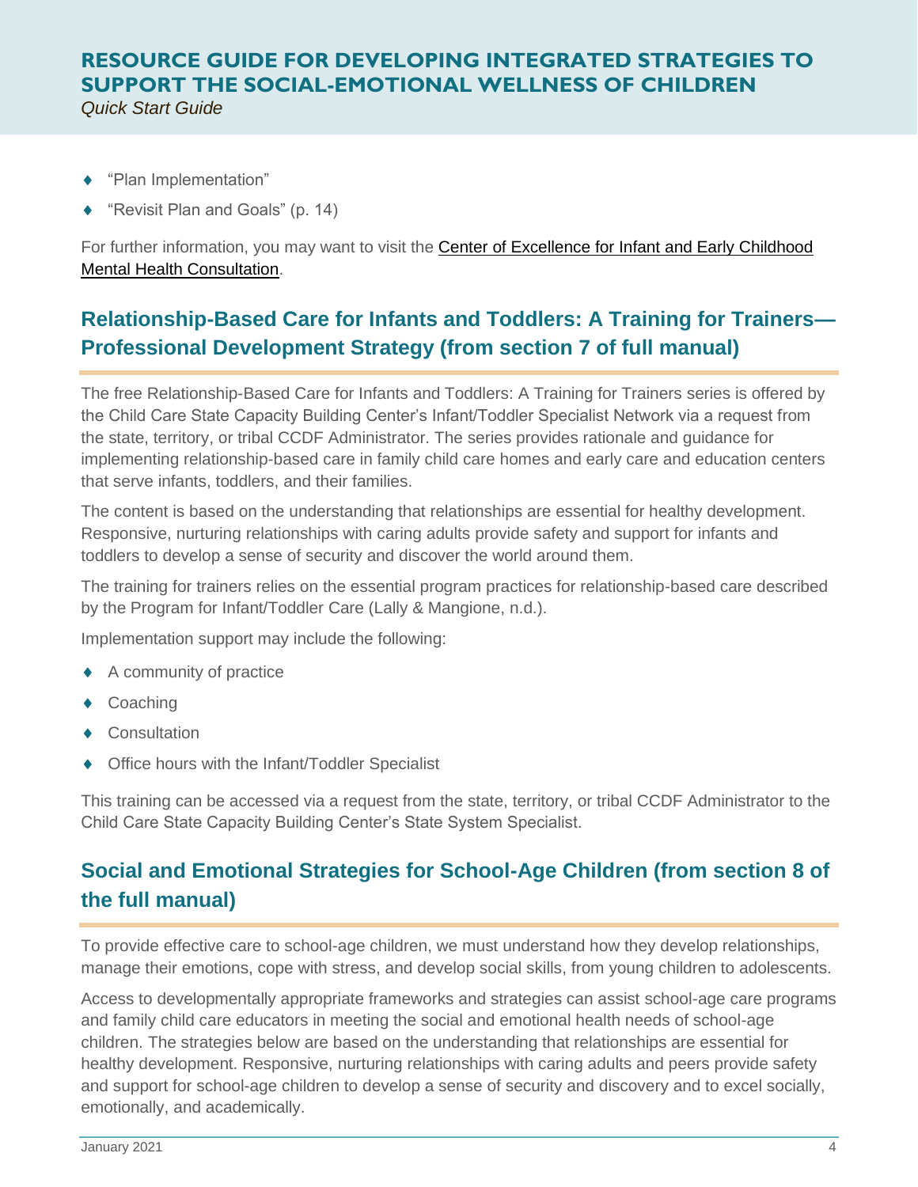- "Plan Implementation"
- "Revisit Plan and Goals" (p. 14)

For further information, you may want to visit the Center of Excellence for Infant and Early Childhood Mental Health Consultation.

## Relationship-Based Care for Infants and Toddlers: A Training for Trainers—Professional Development Strategy (from section 7 of full manual)

The free Relationship-Based Care for Infants and Toddlers: A Training for Trainers series is offered by the Child Care State Capacity Building Center's Infant/Toddler Specialist Network via a request from the state, territory, or tribal CCDF Administrator. The series provides rationale and guidance for implementing relationship-based care in family child care homes and early care and education centers that serve infants, toddlers, and their families.

The content is based on the understanding that relationships are essential for healthy development. Responsive, nurturing relationships with caring adults provide safety and support for infants and toddlers to develop a sense of security and discover the world around them.

The training for trainers relies on the essential program practices for relationship-based care described by the Program for Infant/Toddler Care (Lally & Mangione, n.d.).

Implementation support may include the following:

- A community of practice
- Coaching
- Consultation
- Office hours with the Infant/Toddler Specialist

This training can be accessed via a request from the state, territory, or tribal CCDF Administrator to the Child Care State Capacity Building Center's State System Specialist.

## Social and Emotional Strategies for School-Age Children (from section 8 of the full manual)

To provide effective care to school-age children, we must understand how they develop relationships, manage their emotions, cope with stress, and develop social skills, from young children to adolescents.

Access to developmentally appropriate frameworks and strategies can assist school-age care programs and family child care educators in meeting the social and emotional health needs of school-age children. The strategies below are based on the understanding that relationships are essential for healthy development. Responsive, nurturing relationships with caring adults and peers provide safety and support for school-age children to develop a sense of security and discovery and to excel socially, emotionally, and academically.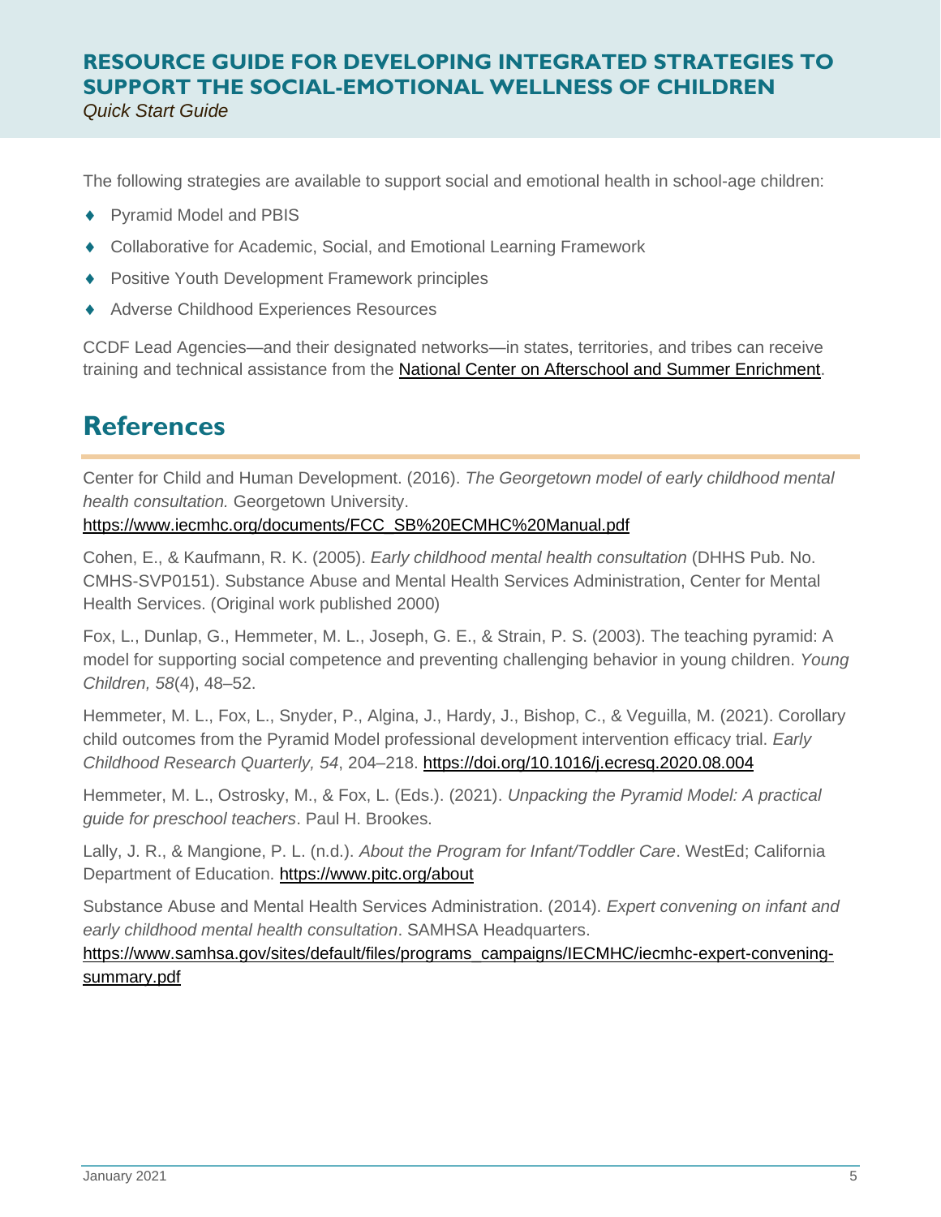The following strategies are available to support social and emotional health in school-age children:

- Pyramid Model and PBIS
- Collaborative for Academic, Social, and Emotional Learning Framework
- Positive Youth Development Framework principles
- Adverse Childhood Experiences Resources

CCDF Lead Agencies—and their designated networks—in states, territories, and tribes can receive training and technical assistance from the [National Center on Afterschool and Summer Enrichment](#).

## References

Center for Child and Human Development. (2016). *The Georgetown model of early childhood mental health consultation.* Georgetown University. https://www.iecmhc.org/documents/FCC_SB%20ECMHC%20Manual.pdf

Cohen, E., & Kaufmann, R. K. (2005). *Early childhood mental health consultation* (DHHS Pub. No. CMHS-SVP0151). Substance Abuse and Mental Health Services Administration, Center for Mental Health Services. (Original work published 2000)

Fox, L., Dunlap, G., Hemmeter, M. L., Joseph, G. E., & Strain, P. S. (2003). The teaching pyramid: A model for supporting social competence and preventing challenging behavior in young children. *Young Children, 58*(4), 48–52.

Hemmeter, M. L., Fox, L., Snyder, P., Algina, J., Hardy, J., Bishop, C., & Veguilla, M. (2021). Corollary child outcomes from the Pyramid Model professional development intervention efficacy trial. *Early Childhood Research Quarterly, 54*, 204–218. https://doi.org/10.1016/j.ecresq.2020.08.004

Hemmeter, M. L., Ostrosky, M., & Fox, L. (Eds.). (2021). *Unpacking the Pyramid Model: A practical guide for preschool teachers*. Paul H. Brookes.

Lally, J. R., & Mangione, P. L. (n.d.). *About the Program for Infant/Toddler Care*. WestEd; California Department of Education. https://www.pitc.org/about

Substance Abuse and Mental Health Services Administration. (2014). *Expert convening on infant and early childhood mental health consultation*. SAMHSA Headquarters. https://www.samhsa.gov/sites/default/files/programs_campaigns/IECMHC/iecmhc-expert-convening-summary.pdf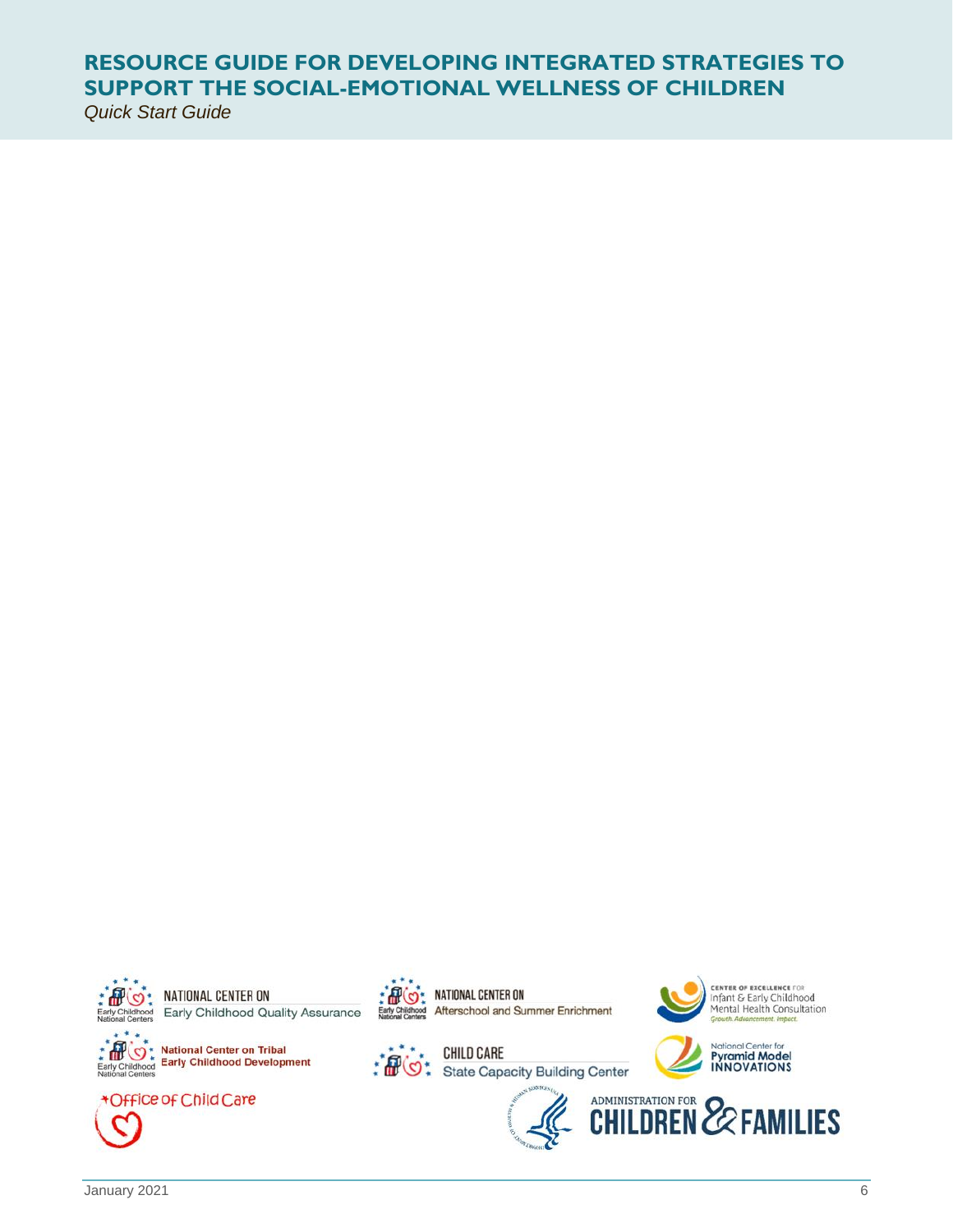NATIONAL CENTER ON Early Childhood Quality Assurance

NATIONAL CENTER ON Afterschool and Summer Enrichment

CENTER OF EXCELLENCE FOR Infant & Early Childhood Mental Health Consultation

National Center on Tribal Early Childhood Development

CHILD CARE State Capacity Building Center

National Center for Pyramid Model INNOVATIONS

Office of Child Care

ADMINISTRATION FOR CHILDREN & FAMILIES